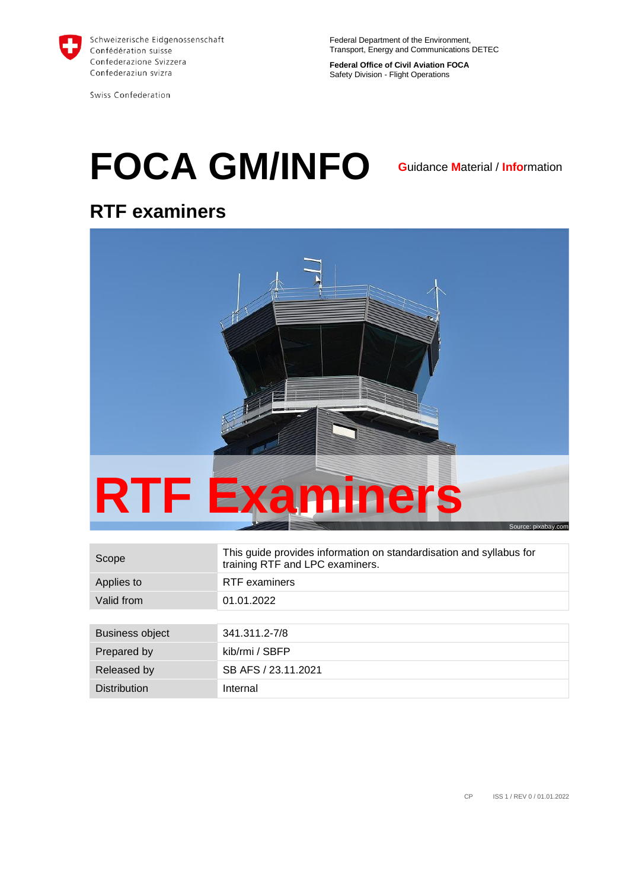Schweizerische Eidgenossenschaft
Confédération suisse
Confederazione Svizzera
Confederaziun svizra

Swiss Confederation

Federal Department of the Environment,
Transport, Energy and Communications DETEC

**Federal Office of Civil Aviation FOCA**
Safety Division - Flight Operations

# FOCA GM/INFO

**G**uidance **M**aterial / **Info**rmation

## RTF examiners

RTF Examiners

Source: pixabay.com

| Scope | This guide provides information on standardisation and syllabus for training RTF and LPC examiners. |
|---|---|
| Applies to | RTF examiners |
| Valid from | 01.01.2022 |

| Business object | 341.311.2-7/8 |
|---|---|
| Prepared by | kib/rmi / SBFP |
| Released by | SB AFS / 23.11.2021 |
| Distribution | Internal |

CP ISS 1 / REV 0 / 01.01.2022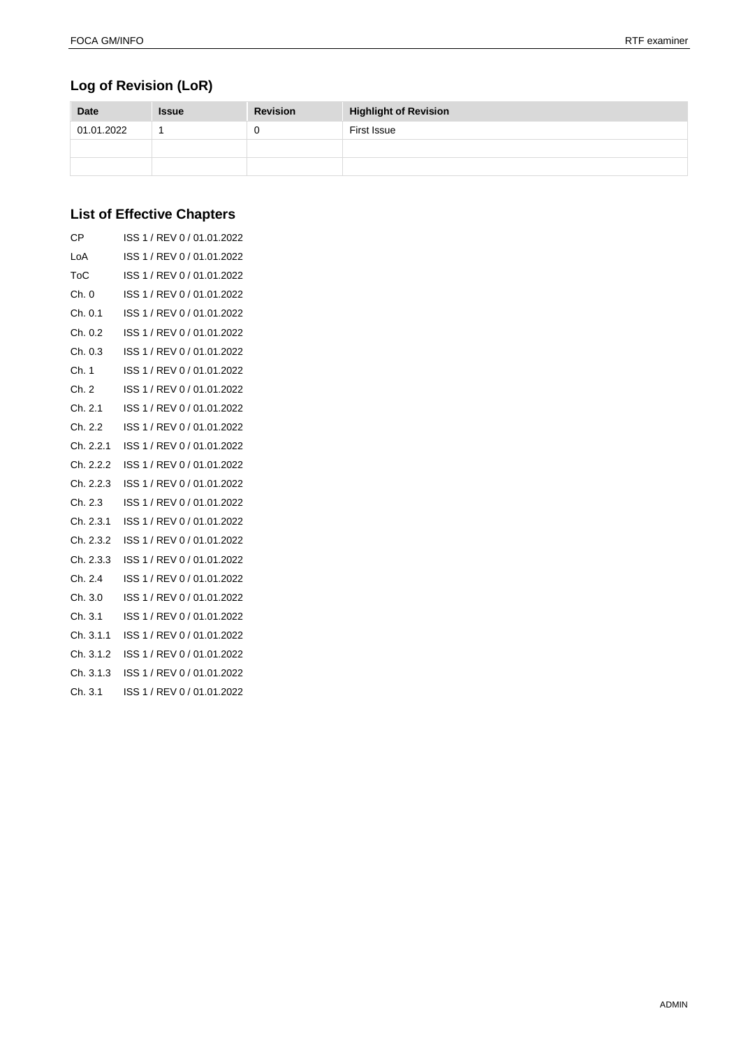## Log of Revision (LoR)

| Date | Issue | Revision | Highlight of Revision |
|---|---|---|---|
| 01.01.2022 | 1 | 0 | First Issue |
| | | | |
| | | | |

## List of Effective Chapters

| | |
|---|---|
| CP | ISS 1 / REV 0 / 01.01.2022 |
| LoA | ISS 1 / REV 0 / 01.01.2022 |
| ToC | ISS 1 / REV 0 / 01.01.2022 |
| Ch. 0 | ISS 1 / REV 0 / 01.01.2022 |
| Ch. 0.1 | ISS 1 / REV 0 / 01.01.2022 |
| Ch. 0.2 | ISS 1 / REV 0 / 01.01.2022 |
| Ch. 0.3 | ISS 1 / REV 0 / 01.01.2022 |
| Ch. 1 | ISS 1 / REV 0 / 01.01.2022 |
| Ch. 2 | ISS 1 / REV 0 / 01.01.2022 |
| Ch. 2.1 | ISS 1 / REV 0 / 01.01.2022 |
| Ch. 2.2 | ISS 1 / REV 0 / 01.01.2022 |
| Ch. 2.2.1 | ISS 1 / REV 0 / 01.01.2022 |
| Ch. 2.2.2 | ISS 1 / REV 0 / 01.01.2022 |
| Ch. 2.2.3 | ISS 1 / REV 0 / 01.01.2022 |
| Ch. 2.3 | ISS 1 / REV 0 / 01.01.2022 |
| Ch. 2.3.1 | ISS 1 / REV 0 / 01.01.2022 |
| Ch. 2.3.2 | ISS 1 / REV 0 / 01.01.2022 |
| Ch. 2.3.3 | ISS 1 / REV 0 / 01.01.2022 |
| Ch. 2.4 | ISS 1 / REV 0 / 01.01.2022 |
| Ch. 3.0 | ISS 1 / REV 0 / 01.01.2022 |
| Ch. 3.1 | ISS 1 / REV 0 / 01.01.2022 |
| Ch. 3.1.1 | ISS 1 / REV 0 / 01.01.2022 |
| Ch. 3.1.2 | ISS 1 / REV 0 / 01.01.2022 |
| Ch. 3.1.3 | ISS 1 / REV 0 / 01.01.2022 |
| Ch. 3.1 | ISS 1 / REV 0 / 01.01.2022 |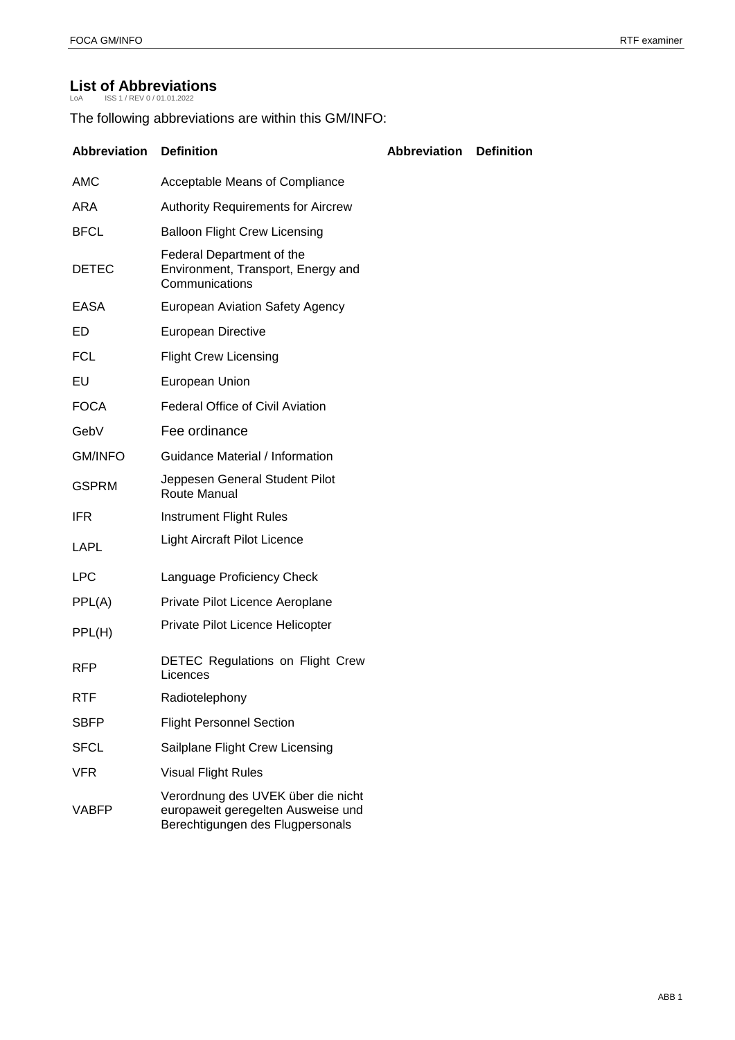# List of Abbreviations

LoA ISS 1 / REV 0 / 01.01.2022

The following abbreviations are within this GM/INFO:

| Abbreviation | Definition | Abbreviation | Definition |
|---|---|---|---|
| AMC | Acceptable Means of Compliance | | |
| ARA | Authority Requirements for Aircrew | | |
| BFCL | Balloon Flight Crew Licensing | | |
| DETEC | Federal Department of the Environment, Transport, Energy and Communications | | |
| EASA | European Aviation Safety Agency | | |
| ED | European Directive | | |
| FCL | Flight Crew Licensing | | |
| EU | European Union | | |
| FOCA | Federal Office of Civil Aviation | | |
| GebV | Fee ordinance | | |
| GM/INFO | Guidance Material / Information | | |
| GSPRM | Jeppesen General Student Pilot Route Manual | | |
| IFR | Instrument Flight Rules | | |
| LAPL | Light Aircraft Pilot Licence | | |
| LPC | Language Proficiency Check | | |
| PPL(A) | Private Pilot Licence Aeroplane | | |
| PPL(H) | Private Pilot Licence Helicopter | | |
| RFP | DETEC Regulations on Flight Crew Licences | | |
| RTF | Radiotelephony | | |
| SBFP | Flight Personnel Section | | |
| SFCL | Sailplane Flight Crew Licensing | | |
| VFR | Visual Flight Rules | | |
| VABFP | Verordnung des UVEK über die nicht europaweit geregelten Ausweise und Berechtigungen des Flugpersonals | | |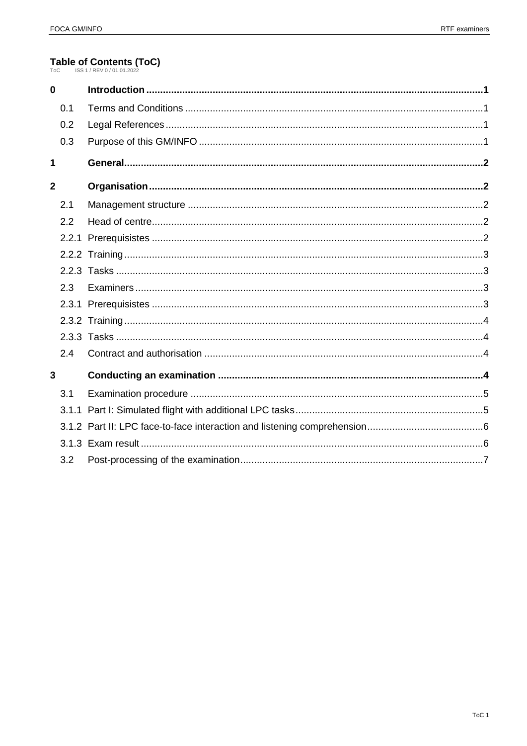# Table of Contents (ToC)

ToC ISS 1 / REV 0 / 01.01.2022

**0 Introduction** .......... **1**

- 0.1 Terms and Conditions .......... 1
- 0.2 Legal References .......... 1
- 0.3 Purpose of this GM/INFO .......... 1

**1 General** .......... **2**

**2 Organisation** .......... **2**

- 2.1 Management structure .......... 2
- 2.2 Head of centre .......... 2
- 2.2.1 Prerequisistes .......... 2
- 2.2.2 Training .......... 3
- 2.2.3 Tasks .......... 3
- 2.3 Examiners .......... 3
- 2.3.1 Prerequisistes .......... 3
- 2.3.2 Training .......... 4
- 2.3.3 Tasks .......... 4
- 2.4 Contract and authorisation .......... 4

**3 Conducting an examination** .......... **4**

- 3.1 Examination procedure .......... 5
- 3.1.1 Part I: Simulated flight with additional LPC tasks .......... 5
- 3.1.2 Part II: LPC face-to-face interaction and listening comprehension .......... 6
- 3.1.3 Exam result .......... 6
- 3.2 Post-processing of the examination .......... 7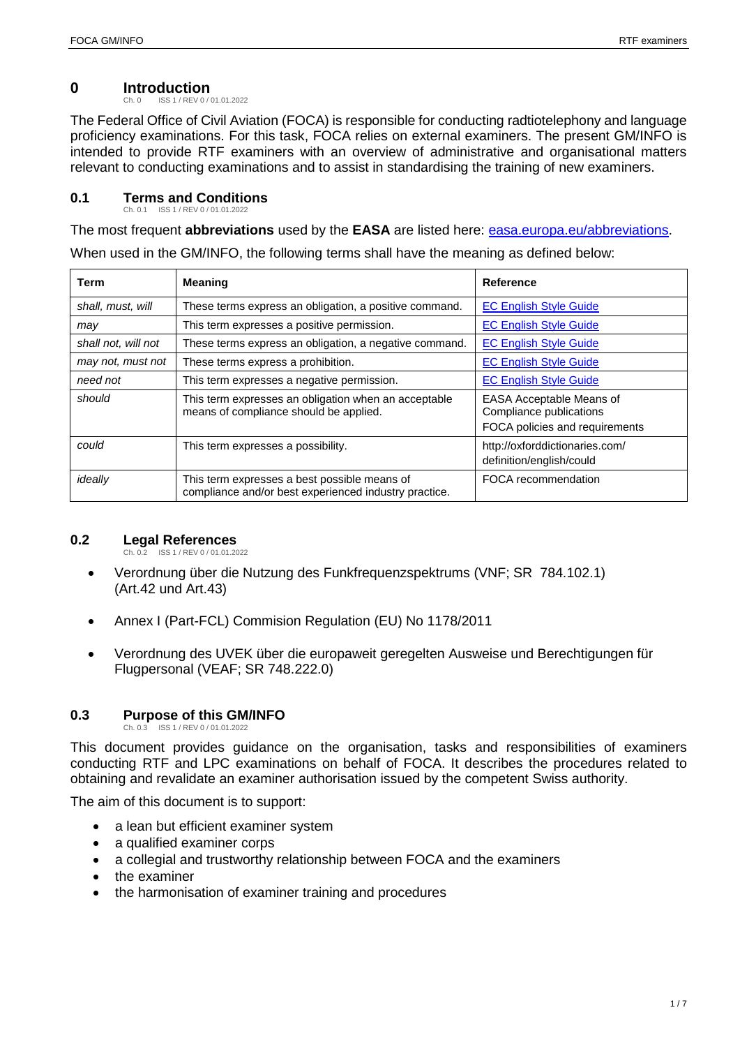# 0 Introduction

Ch. 0 ISS 1 / REV 0 / 01.01.2022

The Federal Office of Civil Aviation (FOCA) is responsible for conducting radtiotelephony and language proficiency examinations. For this task, FOCA relies on external examiners. The present GM/INFO is intended to provide RTF examiners with an overview of administrative and organisational matters relevant to conducting examinations and to assist in standardising the training of new examiners.

## 0.1 Terms and Conditions

Ch. 0.1 ISS 1 / REV 0 / 01.01.2022

The most frequent **abbreviations** used by the **EASA** are listed here: easa.europa.eu/abbreviations.

When used in the GM/INFO, the following terms shall have the meaning as defined below:

| Term | Meaning | Reference |
|---|---|---|
| *shall, must, will* | These terms express an obligation, a positive command. | EC English Style Guide |
| *may* | This term expresses a positive permission. | EC English Style Guide |
| *shall not, will not* | These terms express an obligation, a negative command. | EC English Style Guide |
| *may not, must not* | These terms express a prohibition. | EC English Style Guide |
| *need not* | This term expresses a negative permission. | EC English Style Guide |
| *should* | This term expresses an obligation when an acceptable means of compliance should be applied. | EASA Acceptable Means of Compliance publications<br>FOCA policies and requirements |
| *could* | This term expresses a possibility. | http://oxforddictionaries.com/definition/english/could |
| *ideally* | This term expresses a best possible means of compliance and/or best experienced industry practice. | FOCA recommendation |

## 0.2 Legal References

Ch. 0.2 ISS 1 / REV 0 / 01.01.2022

- Verordnung über die Nutzung des Funkfrequenzspektrums (VNF; SR 784.102.1) (Art.42 und Art.43)
- Annex I (Part-FCL) Commision Regulation (EU) No 1178/2011
- Verordnung des UVEK über die europaweit geregelten Ausweise und Berechtigungen für Flugpersonal (VEAF; SR 748.222.0)

## 0.3 Purpose of this GM/INFO

Ch. 0.3 ISS 1 / REV 0 / 01.01.2022

This document provides guidance on the organisation, tasks and responsibilities of examiners conducting RTF and LPC examinations on behalf of FOCA. It describes the procedures related to obtaining and revalidate an examiner authorisation issued by the competent Swiss authority.

The aim of this document is to support:

- a lean but efficient examiner system
- a qualified examiner corps
- a collegial and trustworthy relationship between FOCA and the examiners
- the examiner
- the harmonisation of examiner training and procedures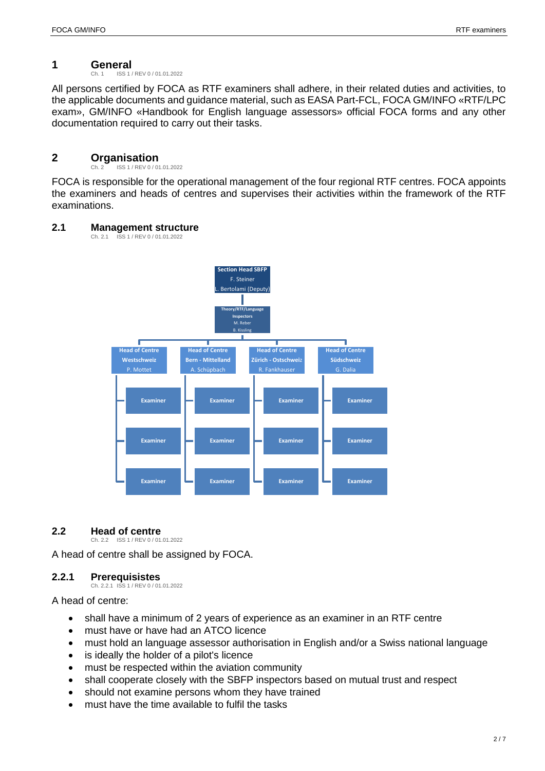# 1 General

Ch. 1 ISS 1 / REV 0 / 01.01.2022

All persons certified by FOCA as RTF examiners shall adhere, in their related duties and activities, to the applicable documents and guidance material, such as EASA Part-FCL, FOCA GM/INFO «RTF/LPC exam», GM/INFO «Handbook for English language assessors» official FOCA forms and any other documentation required to carry out their tasks.

# 2 Organisation

Ch. 2 ISS 1 / REV 0 / 01.01.2022

FOCA is responsible for the operational management of the four regional RTF centres. FOCA appoints the examiners and heads of centres and supervises their activities within the framework of the RTF examinations.

## 2.1 Management structure

Ch. 2.1 ISS 1 / REV 0 / 01.01.2022

Section Head SBFP
F. Steiner
L. Bertolami (Deputy)

Theory/RTF/Language Inspectors
M. Reber
B. Kissling

| Head of Centre Westschweiz P. Mottet | Head of Centre Bern - Mittelland A. Schüpbach | Head of Centre Zürich - Ostschweiz R. Fankhauser | Head of Centre Südschweiz G. Dalia |
|---|---|---|---|
| Examiner | Examiner | Examiner | Examiner |
| Examiner | Examiner | Examiner | Examiner |
| Examiner | Examiner | Examiner | Examiner |

## 2.2 Head of centre

Ch. 2.2 ISS 1 / REV 0 / 01.01.2022

A head of centre shall be assigned by FOCA.

### 2.2.1 Prerequisistes

Ch. 2.2.1 ISS 1 / REV 0 / 01.01.2022

A head of centre:

- shall have a minimum of 2 years of experience as an examiner in an RTF centre
- must have or have had an ATCO licence
- must hold an language assessor authorisation in English and/or a Swiss national language
- is ideally the holder of a pilot's licence
- must be respected within the aviation community
- shall cooperate closely with the SBFP inspectors based on mutual trust and respect
- should not examine persons whom they have trained
- must have the time available to fulfil the tasks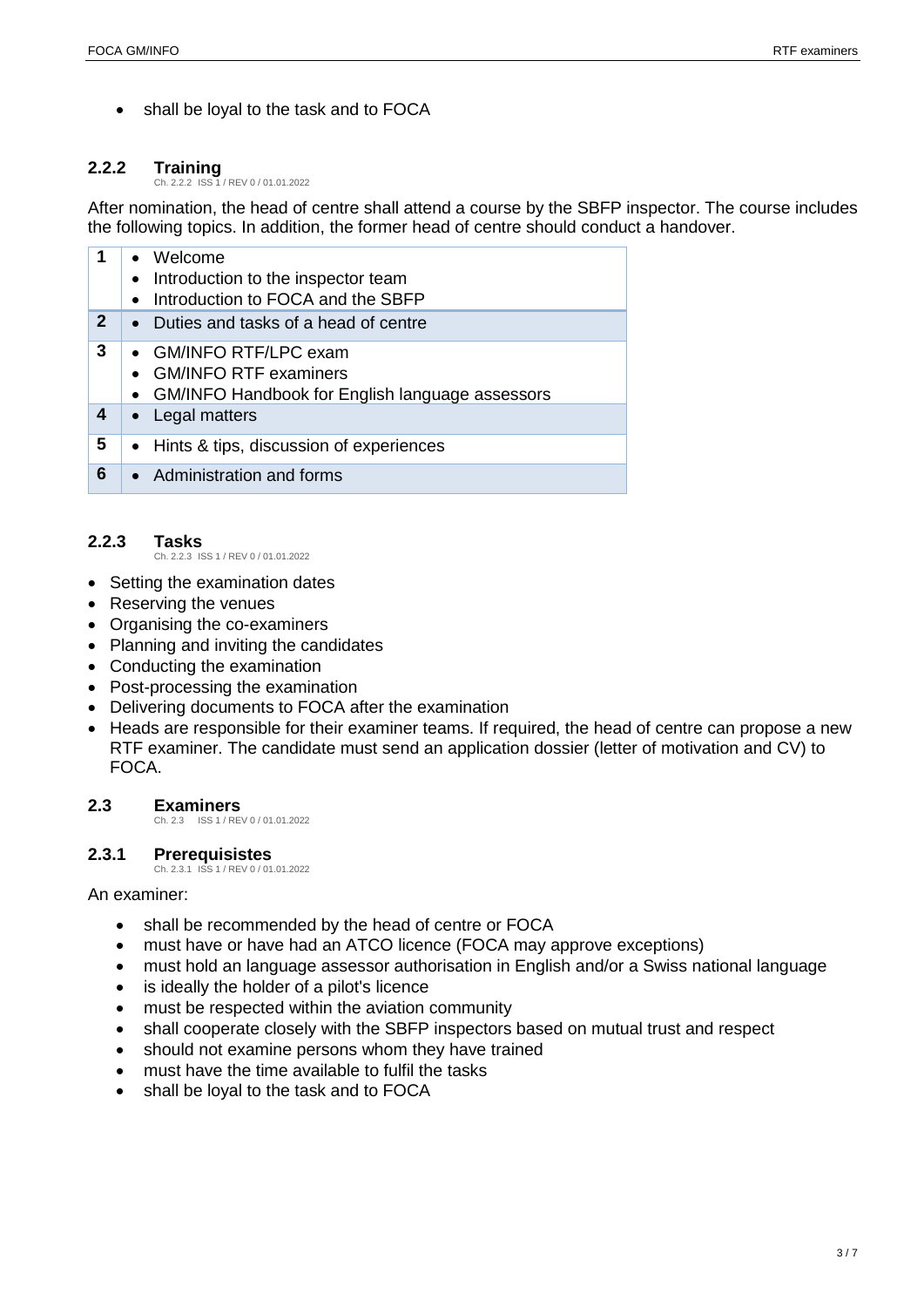- shall be loyal to the task and to FOCA

### 2.2.2 Training

Ch. 2.2.2 ISS 1 / REV 0 / 01.01.2022

After nomination, the head of centre shall attend a course by the SBFP inspector. The course includes the following topics. In addition, the former head of centre should conduct a handover.

| | |
|---|---|
| **1** | • Welcome<br>• Introduction to the inspector team<br>• Introduction to FOCA and the SBFP |
| **2** | • Duties and tasks of a head of centre |
| **3** | • GM/INFO RTF/LPC exam<br>• GM/INFO RTF examiners<br>• GM/INFO Handbook for English language assessors |
| **4** | • Legal matters |
| **5** | • Hints & tips, discussion of experiences |
| **6** | • Administration and forms |

### 2.2.3 Tasks

Ch. 2.2.3 ISS 1 / REV 0 / 01.01.2022

- Setting the examination dates
- Reserving the venues
- Organising the co-examiners
- Planning and inviting the candidates
- Conducting the examination
- Post-processing the examination
- Delivering documents to FOCA after the examination
- Heads are responsible for their examiner teams. If required, the head of centre can propose a new RTF examiner. The candidate must send an application dossier (letter of motivation and CV) to FOCA.

## 2.3 Examiners

Ch. 2.3 ISS 1 / REV 0 / 01.01.2022

### 2.3.1 Prerequisistes

Ch. 2.3.1 ISS 1 / REV 0 / 01.01.2022

An examiner:

- shall be recommended by the head of centre or FOCA
- must have or have had an ATCO licence (FOCA may approve exceptions)
- must hold an language assessor authorisation in English and/or a Swiss national language
- is ideally the holder of a pilot's licence
- must be respected within the aviation community
- shall cooperate closely with the SBFP inspectors based on mutual trust and respect
- should not examine persons whom they have trained
- must have the time available to fulfil the tasks
- shall be loyal to the task and to FOCA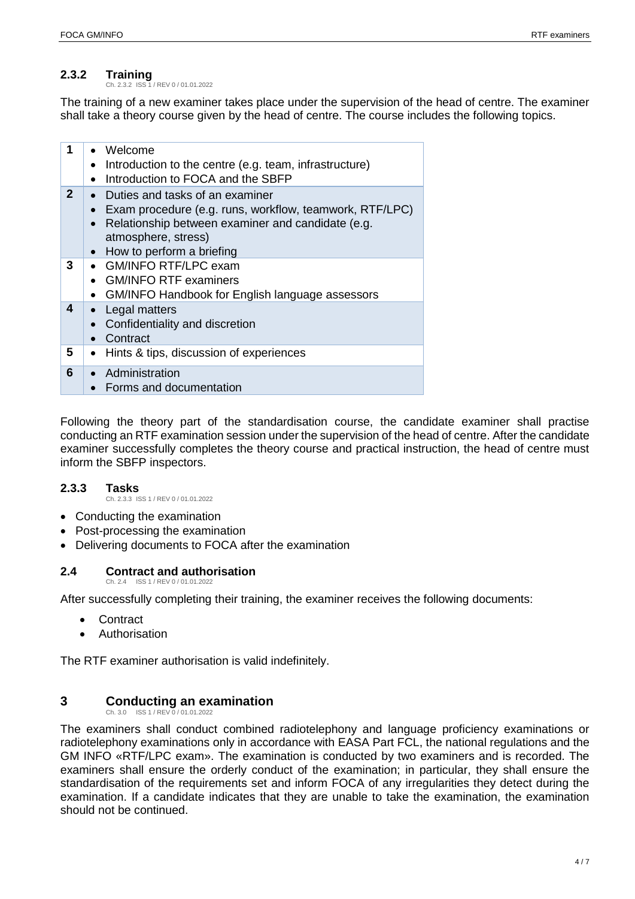### 2.3.2 Training

Ch. 2.3.2 ISS 1 / REV 0 / 01.01.2022

The training of a new examiner takes place under the supervision of the head of centre. The examiner shall take a theory course given by the head of centre. The course includes the following topics.

| | |
|---|---|
| **1** | • Welcome<br>• Introduction to the centre (e.g. team, infrastructure)<br>• Introduction to FOCA and the SBFP |
| **2** | • Duties and tasks of an examiner<br>• Exam procedure (e.g. runs, workflow, teamwork, RTF/LPC)<br>• Relationship between examiner and candidate (e.g. atmosphere, stress)<br>• How to perform a briefing |
| **3** | • GM/INFO RTF/LPC exam<br>• GM/INFO RTF examiners<br>• GM/INFO Handbook for English language assessors |
| **4** | • Legal matters<br>• Confidentiality and discretion<br>• Contract |
| **5** | • Hints & tips, discussion of experiences |
| **6** | • Administration<br>• Forms and documentation |

Following the theory part of the standardisation course, the candidate examiner shall practise conducting an RTF examination session under the supervision of the head of centre. After the candidate examiner successfully completes the theory course and practical instruction, the head of centre must inform the SBFP inspectors.

### 2.3.3 Tasks

Ch. 2.3.3 ISS 1 / REV 0 / 01.01.2022

- Conducting the examination
- Post-processing the examination
- Delivering documents to FOCA after the examination

## 2.4 Contract and authorisation

Ch. 2.4 ISS 1 / REV 0 / 01.01.2022

After successfully completing their training, the examiner receives the following documents:

- Contract
- Authorisation

The RTF examiner authorisation is valid indefinitely.

# 3 Conducting an examination

Ch. 3.0 ISS 1 / REV 0 / 01.01.2022

The examiners shall conduct combined radiotelephony and language proficiency examinations or radiotelephony examinations only in accordance with EASA Part FCL, the national regulations and the GM INFO «RTF/LPC exam». The examination is conducted by two examiners and is recorded. The examiners shall ensure the orderly conduct of the examination; in particular, they shall ensure the standardisation of the requirements set and inform FOCA of any irregularities they detect during the examination. If a candidate indicates that they are unable to take the examination, the examination should not be continued.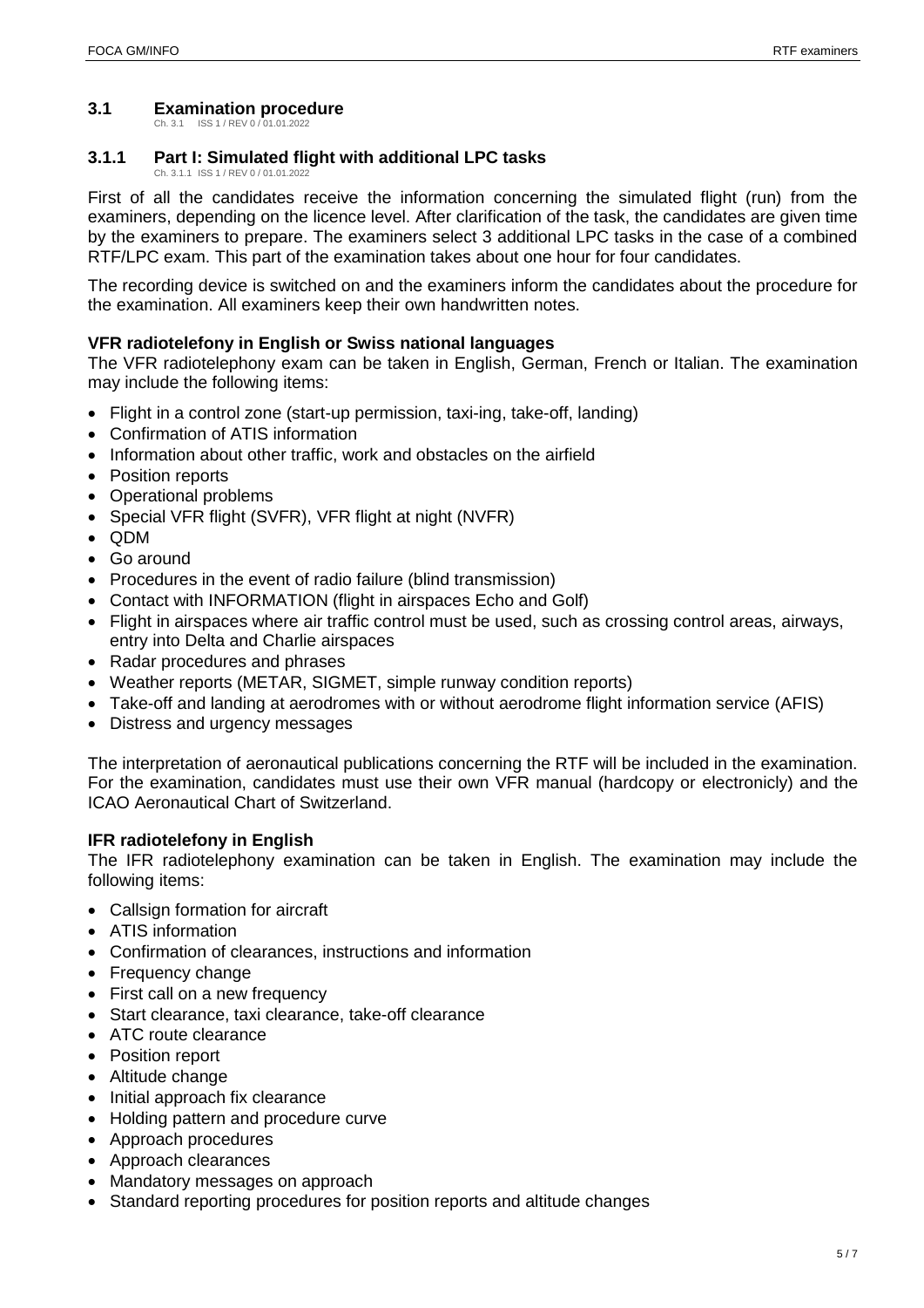## 3.1 Examination procedure

Ch. 3.1 ISS 1 / REV 0 / 01.01.2022

### 3.1.1 Part I: Simulated flight with additional LPC tasks

Ch. 3.1.1 ISS 1 / REV 0 / 01.01.2022

First of all the candidates receive the information concerning the simulated flight (run) from the examiners, depending on the licence level. After clarification of the task, the candidates are given time by the examiners to prepare. The examiners select 3 additional LPC tasks in the case of a combined RTF/LPC exam. This part of the examination takes about one hour for four candidates.

The recording device is switched on and the examiners inform the candidates about the procedure for the examination. All examiners keep their own handwritten notes.

**VFR radiotelefony in English or Swiss national languages**

The VFR radiotelephony exam can be taken in English, German, French or Italian. The examination may include the following items:

- Flight in a control zone (start-up permission, taxi-ing, take-off, landing)
- Confirmation of ATIS information
- Information about other traffic, work and obstacles on the airfield
- Position reports
- Operational problems
- Special VFR flight (SVFR), VFR flight at night (NVFR)
- QDM
- Go around
- Procedures in the event of radio failure (blind transmission)
- Contact with INFORMATION (flight in airspaces Echo and Golf)
- Flight in airspaces where air traffic control must be used, such as crossing control areas, airways, entry into Delta and Charlie airspaces
- Radar procedures and phrases
- Weather reports (METAR, SIGMET, simple runway condition reports)
- Take-off and landing at aerodromes with or without aerodrome flight information service (AFIS)
- Distress and urgency messages

The interpretation of aeronautical publications concerning the RTF will be included in the examination. For the examination, candidates must use their own VFR manual (hardcopy or electronicly) and the ICAO Aeronautical Chart of Switzerland.

**IFR radiotelefony in English**

The IFR radiotelephony examination can be taken in English. The examination may include the following items:

- Callsign formation for aircraft
- ATIS information
- Confirmation of clearances, instructions and information
- Frequency change
- First call on a new frequency
- Start clearance, taxi clearance, take-off clearance
- ATC route clearance
- Position report
- Altitude change
- Initial approach fix clearance
- Holding pattern and procedure curve
- Approach procedures
- Approach clearances
- Mandatory messages on approach
- Standard reporting procedures for position reports and altitude changes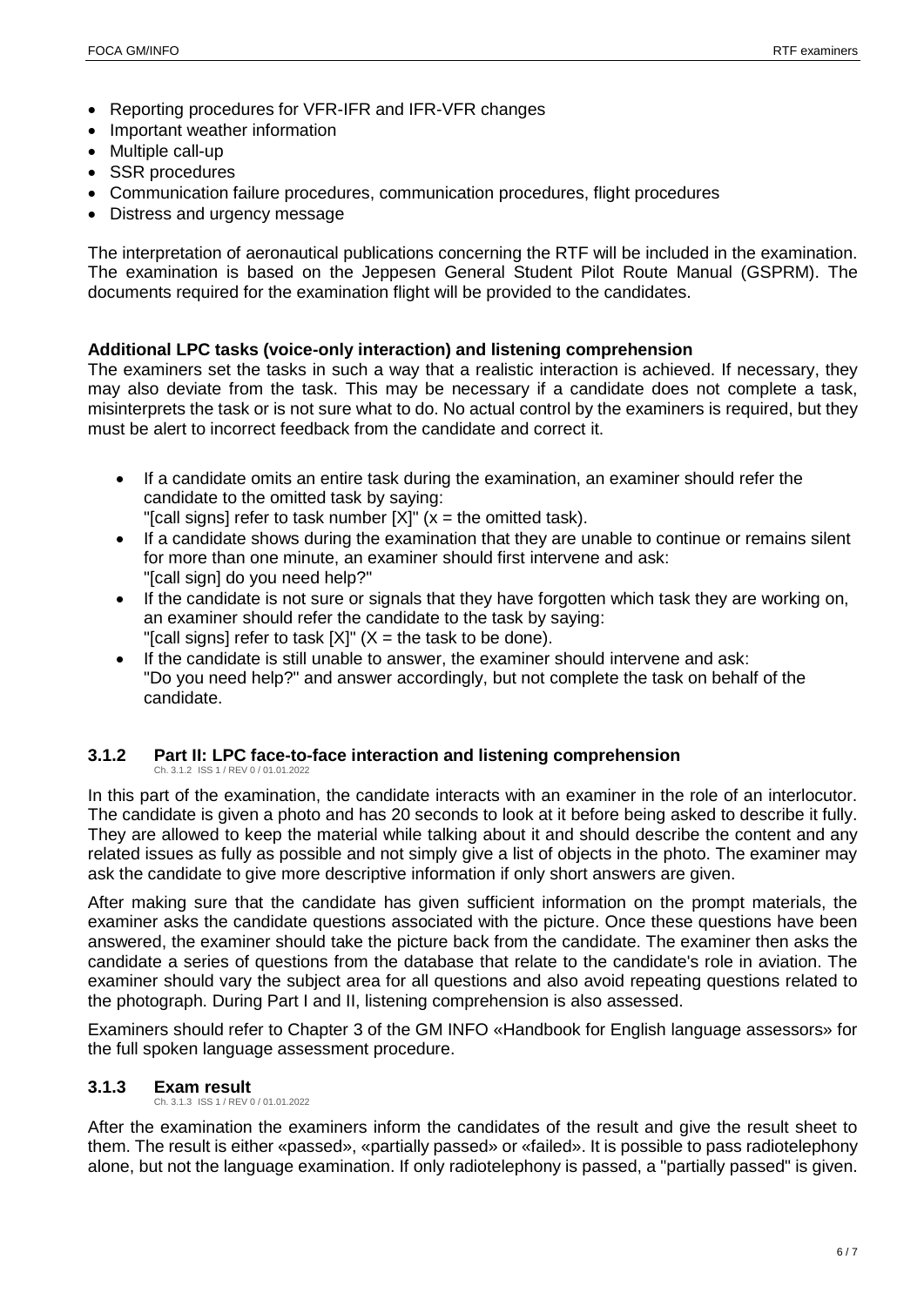- Reporting procedures for VFR-IFR and IFR-VFR changes
- Important weather information
- Multiple call-up
- SSR procedures
- Communication failure procedures, communication procedures, flight procedures
- Distress and urgency message

The interpretation of aeronautical publications concerning the RTF will be included in the examination. The examination is based on the Jeppesen General Student Pilot Route Manual (GSPRM). The documents required for the examination flight will be provided to the candidates.

**Additional LPC tasks (voice-only interaction) and listening comprehension**

The examiners set the tasks in such a way that a realistic interaction is achieved. If necessary, they may also deviate from the task. This may be necessary if a candidate does not complete a task, misinterprets the task or is not sure what to do. No actual control by the examiners is required, but they must be alert to incorrect feedback from the candidate and correct it.

- If a candidate omits an entire task during the examination, an examiner should refer the candidate to the omitted task by saying:
  "[call signs] refer to task number [X]" (x = the omitted task).
- If a candidate shows during the examination that they are unable to continue or remains silent for more than one minute, an examiner should first intervene and ask:
  "[call sign] do you need help?"
- If the candidate is not sure or signals that they have forgotten which task they are working on, an examiner should refer the candidate to the task by saying:
  "[call signs] refer to task [X]" (X = the task to be done).
- If the candidate is still unable to answer, the examiner should intervene and ask:
  "Do you need help?" and answer accordingly, but not complete the task on behalf of the candidate.

### 3.1.2 Part II: LPC face-to-face interaction and listening comprehension

Ch. 3.1.2 ISS 1 / REV 0 / 01.01.2022

In this part of the examination, the candidate interacts with an examiner in the role of an interlocutor. The candidate is given a photo and has 20 seconds to look at it before being asked to describe it fully. They are allowed to keep the material while talking about it and should describe the content and any related issues as fully as possible and not simply give a list of objects in the photo. The examiner may ask the candidate to give more descriptive information if only short answers are given.

After making sure that the candidate has given sufficient information on the prompt materials, the examiner asks the candidate questions associated with the picture. Once these questions have been answered, the examiner should take the picture back from the candidate. The examiner then asks the candidate a series of questions from the database that relate to the candidate's role in aviation. The examiner should vary the subject area for all questions and also avoid repeating questions related to the photograph. During Part I and II, listening comprehension is also assessed.

Examiners should refer to Chapter 3 of the GM INFO «Handbook for English language assessors» for the full spoken language assessment procedure.

### 3.1.3 Exam result

Ch. 3.1.3 ISS 1 / REV 0 / 01.01.2022

After the examination the examiners inform the candidates of the result and give the result sheet to them. The result is either «passed», «partially passed» or «failed». It is possible to pass radiotelephony alone, but not the language examination. If only radiotelephony is passed, a "partially passed" is given.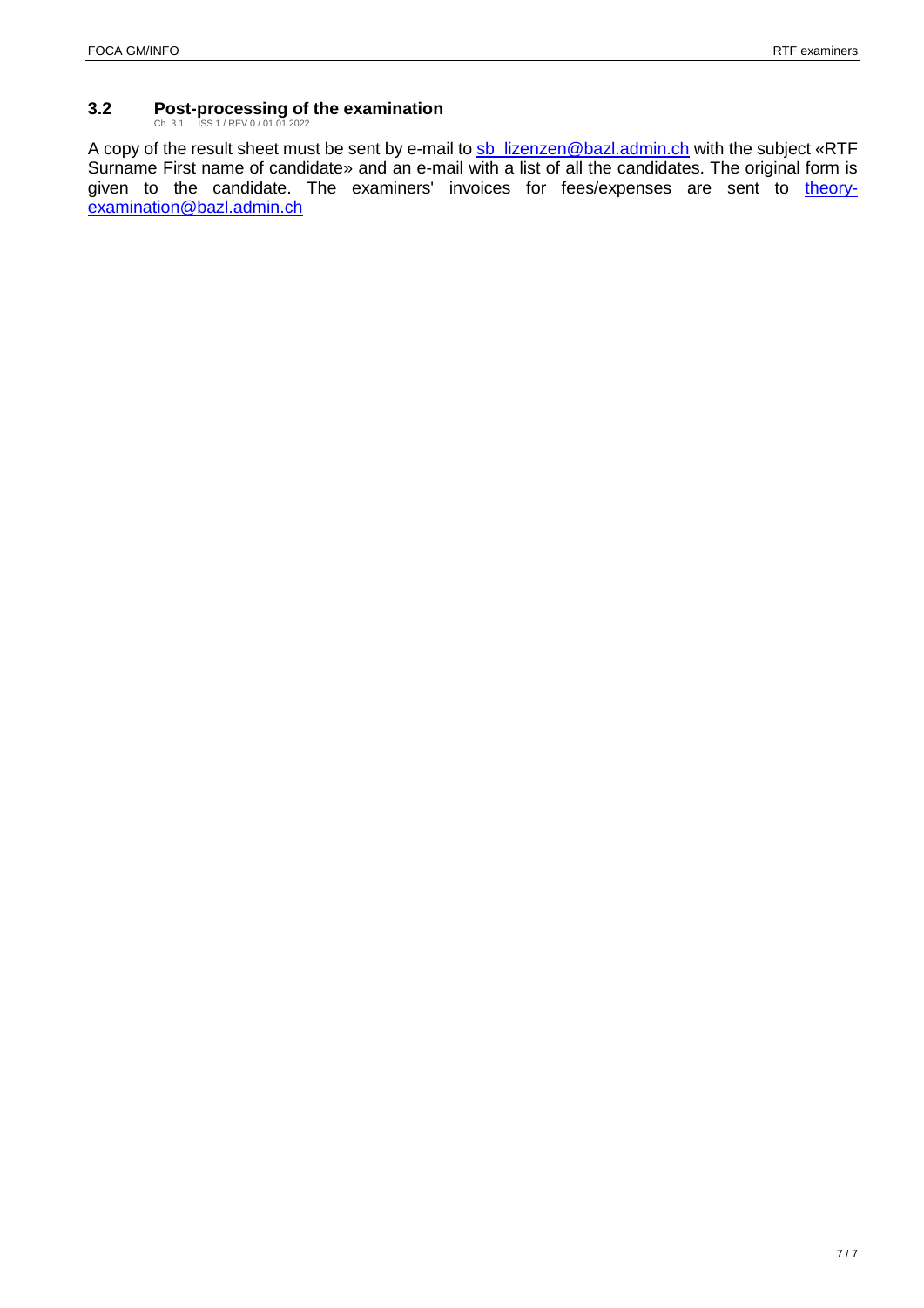### 3.2 Post-processing of the examination

Ch. 3.1 ISS 1 / REV 0 / 01.01.2022

A copy of the result sheet must be sent by e-mail to sb_lizenzen@bazl.admin.ch with the subject «RTF Surname First name of candidate» and an e-mail with a list of all the candidates. The original form is given to the candidate. The examiners' invoices for fees/expenses are sent to theory-examination@bazl.admin.ch